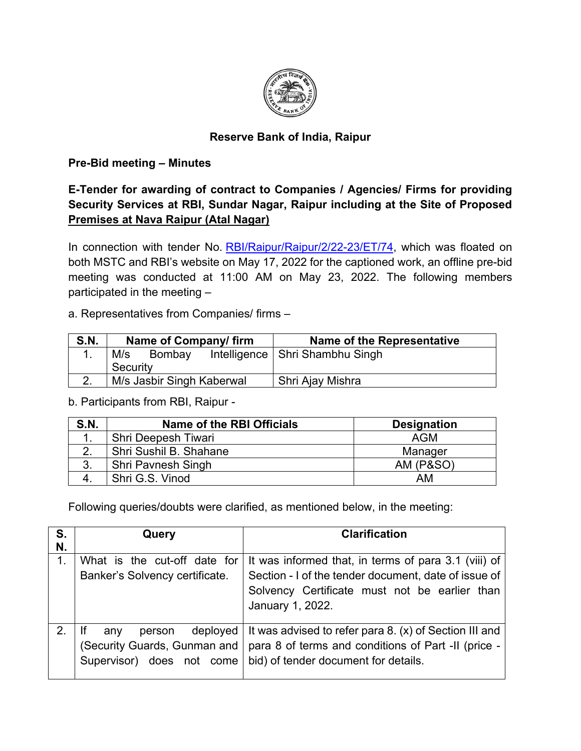**Reserve Bank of India, Raipur**

**Pre-Bid meeting – Minutes**

**E-Tender for awarding of contract to Companies / Agencies/ Firms for providing Security Services at RBI, Sundar Nagar, Raipur including at the Site of Proposed <u>Premises at Nava Raipur (Atal Nagar)</u>**

In connection with tender No. [RBI/Raipur/Raipur/2/22-23/ET/74](RBI/Raipur/Raipur/2/22-23/ET/74), which was floated on both MSTC and RBI's website on May 17, 2022 for the captioned work, an offline pre-bid meeting was conducted at 11:00 AM on May 23, 2022. The following members participated in the meeting –

a. Representatives from Companies/ firms –

| S.N. | Name of Company/ firm | Name of the Representative |
|---|---|---|
| 1. | M/s Bombay Intelligence Security | Shri Shambhu Singh |
| 2. | M/s Jasbir Singh Kaberwal | Shri Ajay Mishra |

b. Participants from RBI, Raipur -

| S.N. | Name of the RBI Officials | Designation |
|---|---|---|
| 1. | Shri Deepesh Tiwari | AGM |
| 2. | Shri Sushil B. Shahane | Manager |
| 3. | Shri Pavnesh Singh | AM (P&SO) |
| 4. | Shri G.S. Vinod | AM |

Following queries/doubts were clarified, as mentioned below, in the meeting:

| S. N. | Query | Clarification |
|---|---|---|
| 1. | What is the cut-off date for Banker's Solvency certificate. | It was informed that, in terms of para 3.1 (viii) of Section - I of the tender document, date of issue of Solvency Certificate must not be earlier than January 1, 2022. |
| 2. | If any person deployed (Security Guards, Gunman and Supervisor) does not come | It was advised to refer para 8. (x) of Section III and para 8 of terms and conditions of Part -II (price - bid) of tender document for details. |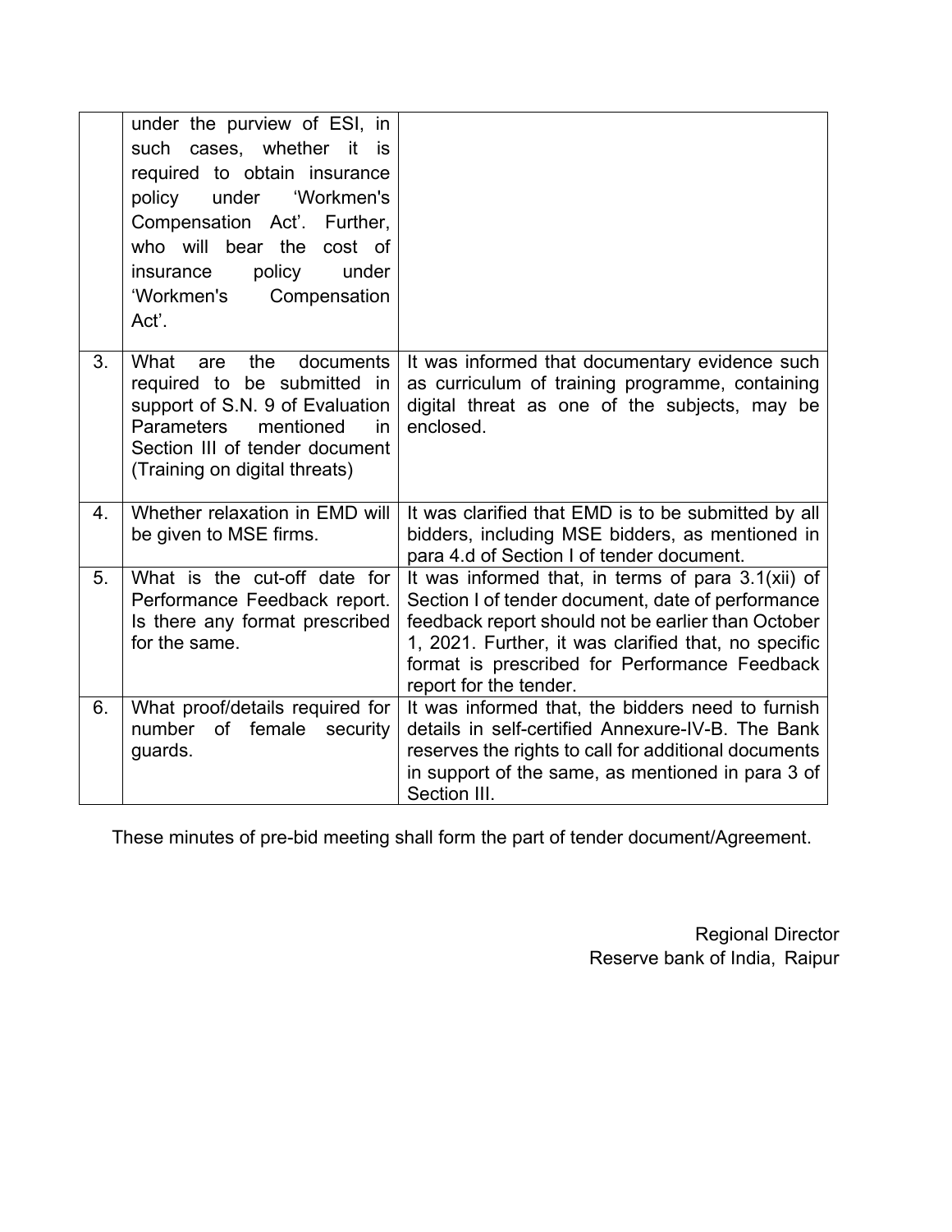| | | |
|---|---|---|
| | under the purview of ESI, in such cases, whether it is required to obtain insurance policy under 'Workmen's Compensation Act'. Further, who will bear the cost of insurance policy under 'Workmen's Compensation Act'. | |
| 3. | What are the documents required to be submitted in support of S.N. 9 of Evaluation Parameters mentioned in Section III of tender document (Training on digital threats) | It was informed that documentary evidence such as curriculum of training programme, containing digital threat as one of the subjects, may be enclosed. |
| 4. | Whether relaxation in EMD will be given to MSE firms. | It was clarified that EMD is to be submitted by all bidders, including MSE bidders, as mentioned in para 4.d of Section I of tender document. |
| 5. | What is the cut-off date for Performance Feedback report. Is there any format prescribed for the same. | It was informed that, in terms of para 3.1(xii) of Section I of tender document, date of performance feedback report should not be earlier than October 1, 2021. Further, it was clarified that, no specific format is prescribed for Performance Feedback report for the tender. |
| 6. | What proof/details required for number of female security guards. | It was informed that, the bidders need to furnish details in self-certified Annexure-IV-B. The Bank reserves the rights to call for additional documents in support of the same, as mentioned in para 3 of Section III. |

These minutes of pre-bid meeting shall form the part of tender document/Agreement.

Regional Director
Reserve bank of India, Raipur